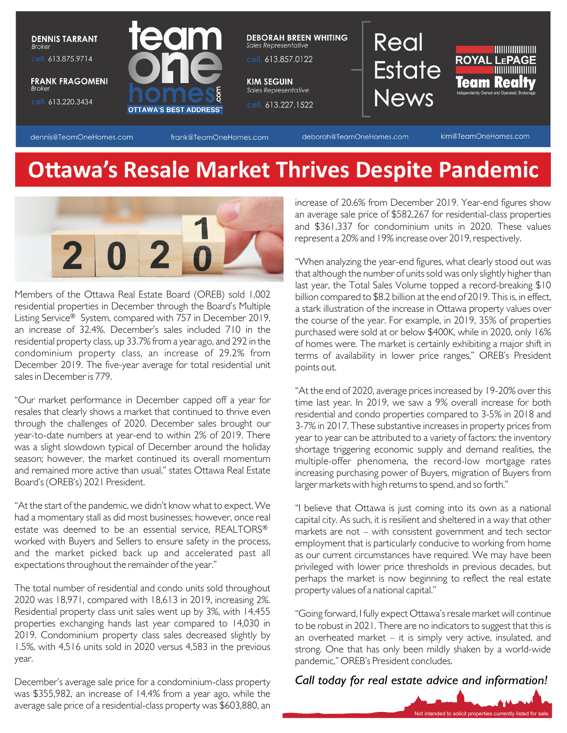**DENNIS TARRANT**
*Broker*
cell. 613.875.9714

**FRANK FRAGOMENI**
*Broker*
cell. 613.220.3434

**DEBORAH BREEN WHITING**
*Sales Representative*
cell. 613.857.0122

**KIM SEGUIN**
*Sales Representative*
cell. 613.227.1522

Real Estate News

ROYAL LEPAGE Team Realty
Independently Owned and Operated, Brokerage

dennis@TeamOneHomes.com frank@TeamOneHomes.com deborah@TeamOneHomes.com kim@TeamOneHomes.com

# Ottawa's Resale Market Thrives Despite Pandemic

Members of the Ottawa Real Estate Board (OREB) sold 1,002 residential properties in December through the Board's Multiple Listing Service® System, compared with 757 in December 2019, an increase of 32.4%. December's sales included 710 in the residential property class, up 33.7% from a year ago, and 292 in the condominium property class, an increase of 29.2% from December 2019. The five-year average for total residential unit sales in December is 779.

"Our market performance in December capped off a year for resales that clearly shows a market that continued to thrive even through the challenges of 2020. December sales brought our year-to-date numbers at year-end to within 2% of 2019. There was a slight slowdown typical of December around the holiday season; however, the market continued its overall momentum and remained more active than usual," states Ottawa Real Estate Board's (OREB's) 2021 President.

"At the start of the pandemic, we didn't know what to expect. We had a momentary stall as did most businesses; however, once real estate was deemed to be an essential service, REALTORS® worked with Buyers and Sellers to ensure safety in the process, and the market picked back up and accelerated past all expectations throughout the remainder of the year."

The total number of residential and condo units sold throughout 2020 was 18,971, compared with 18,613 in 2019, increasing 2%. Residential property class unit sales went up by 3%, with 14,455 properties exchanging hands last year compared to 14,030 in 2019. Condominium property class sales decreased slightly by 1.5%, with 4,516 units sold in 2020 versus 4,583 in the previous year.

December's average sale price for a condominium-class property was $355,982, an increase of 14.4% from a year ago, while the average sale price of a residential-class property was $603,880, an increase of 20.6% from December 2019. Year-end figures show an average sale price of $582,267 for residential-class properties and $361,337 for condominium units in 2020. These values represent a 20% and 19% increase over 2019, respectively.

"When analyzing the year-end figures, what clearly stood out was that although the number of units sold was only slightly higher than last year, the Total Sales Volume topped a record-breaking $10 billion compared to $8.2 billion at the end of 2019. This is, in effect, a stark illustration of the increase in Ottawa property values over the course of the year. For example, in 2019, 35% of properties purchased were sold at or below $400K, while in 2020, only 16% of homes were. The market is certainly exhibiting a major shift in terms of availability in lower price ranges," OREB's President points out.

"At the end of 2020, average prices increased by 19-20% over this time last year. In 2019, we saw a 9% overall increase for both residential and condo properties compared to 3-5% in 2018 and 3-7% in 2017. These substantive increases in property prices from year to year can be attributed to a variety of factors: the inventory shortage triggering economic supply and demand realities, the multiple-offer phenomena, the record-low mortgage rates increasing purchasing power of Buyers, migration of Buyers from larger markets with high returns to spend, and so forth."

"I believe that Ottawa is just coming into its own as a national capital city. As such, it is resilient and sheltered in a way that other markets are not – with consistent government and tech sector employment that is particularly conducive to working from home as our current circumstances have required. We may have been privileged with lower price thresholds in previous decades, but perhaps the market is now beginning to reflect the real estate property values of a national capital."

"Going forward, I fully expect Ottawa's resale market will continue to be robust in 2021. There are no indicators to suggest that this is an overheated market – it is simply very active, insulated, and strong. One that has only been mildly shaken by a world-wide pandemic," OREB's President concludes.

*Call today for real estate advice and information!*

Not intended to solicit properties currently listed for sale.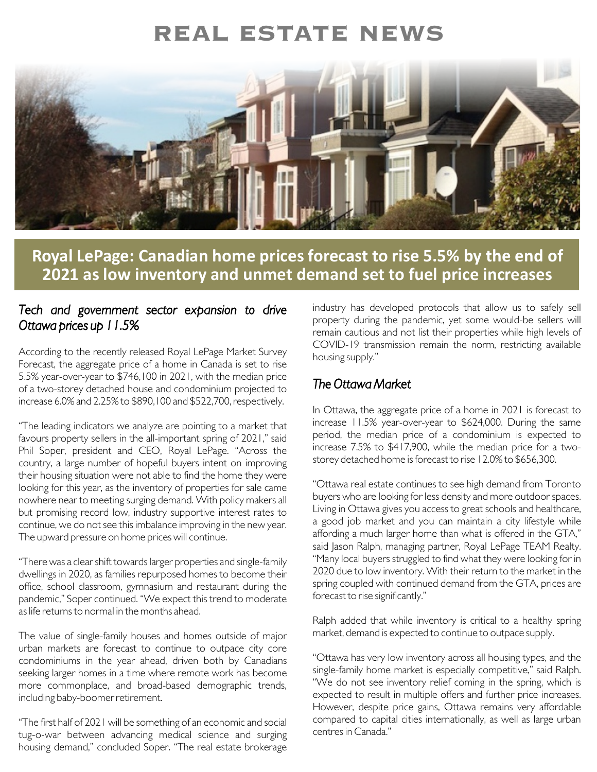# REAL ESTATE NEWS

## Royal LePage: Canadian home prices forecast to rise 5.5% by the end of 2021 as low inventory and unmet demand set to fuel price increases

### *Tech and government sector expansion to drive Ottawa prices up 11.5%*

According to the recently released Royal LePage Market Survey Forecast, the aggregate price of a home in Canada is set to rise 5.5% year-over-year to $746,100 in 2021, with the median price of a two-storey detached house and condominium projected to increase 6.0% and 2.25% to $890,100 and $522,700, respectively.

"The leading indicators we analyze are pointing to a market that favours property sellers in the all-important spring of 2021," said Phil Soper, president and CEO, Royal LePage. "Across the country, a large number of hopeful buyers intent on improving their housing situation were not able to find the home they were looking for this year, as the inventory of properties for sale came nowhere near to meeting surging demand. With policy makers all but promising record low, industry supportive interest rates to continue, we do not see this imbalance improving in the new year. The upward pressure on home prices will continue.

"There was a clear shift towards larger properties and single-family dwellings in 2020, as families repurposed homes to become their office, school classroom, gymnasium and restaurant during the pandemic," Soper continued. "We expect this trend to moderate as life returns to normal in the months ahead.

The value of single-family houses and homes outside of major urban markets are forecast to continue to outpace city core condominiums in the year ahead, driven both by Canadians seeking larger homes in a time where remote work has become more commonplace, and broad-based demographic trends, including baby-boomer retirement.

"The first half of 2021 will be something of an economic and social tug-o-war between advancing medical science and surging housing demand," concluded Soper. "The real estate brokerage industry has developed protocols that allow us to safely sell property during the pandemic, yet some would-be sellers will remain cautious and not list their properties while high levels of COVID-19 transmission remain the norm, restricting available housing supply."

### *The Ottawa Market*

In Ottawa, the aggregate price of a home in 2021 is forecast to increase 11.5% year-over-year to $624,000. During the same period, the median price of a condominium is expected to increase 7.5% to $417,900, while the median price for a two-storey detached home is forecast to rise 12.0% to $656,300.

"Ottawa real estate continues to see high demand from Toronto buyers who are looking for less density and more outdoor spaces. Living in Ottawa gives you access to great schools and healthcare, a good job market and you can maintain a city lifestyle while affording a much larger home than what is offered in the GTA," said Jason Ralph, managing partner, Royal LePage TEAM Realty. "Many local buyers struggled to find what they were looking for in 2020 due to low inventory. With their return to the market in the spring coupled with continued demand from the GTA, prices are forecast to rise significantly."

Ralph added that while inventory is critical to a healthy spring market, demand is expected to continue to outpace supply.

"Ottawa has very low inventory across all housing types, and the single-family home market is especially competitive," said Ralph. "We do not see inventory relief coming in the spring, which is expected to result in multiple offers and further price increases. However, despite price gains, Ottawa remains very affordable compared to capital cities internationally, as well as large urban centres in Canada."